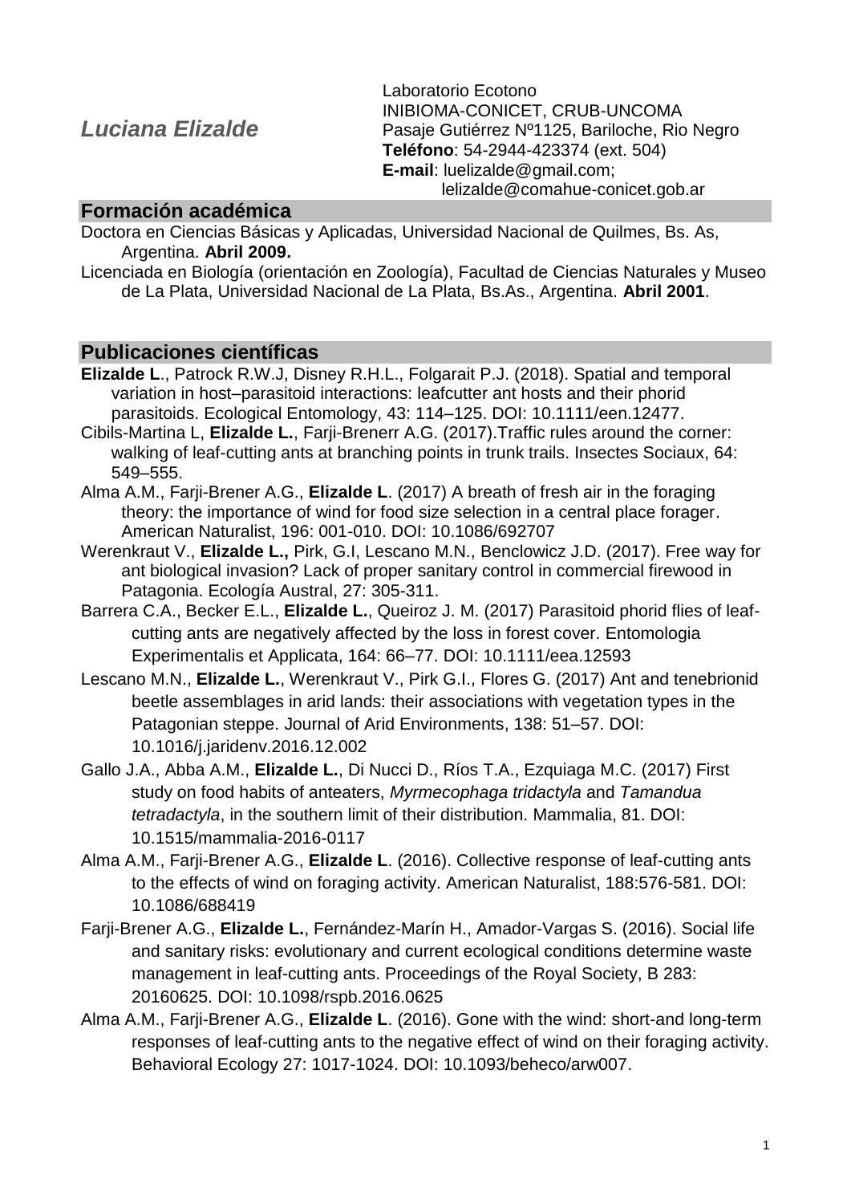# *Luciana Elizalde*

Laboratorio Ecotono
INIBIOMA-CONICET, CRUB-UNCOMA
Pasaje Gutiérrez Nº1125, Bariloche, Rio Negro
**Teléfono**: 54-2944-423374 (ext. 504)
**E-mail**: luelizalde@gmail.com;
lelizalde@comahue-conicet.gob.ar

## Formación académica

Doctora en Ciencias Básicas y Aplicadas, Universidad Nacional de Quilmes, Bs. As, Argentina. **Abril 2009.**

Licenciada en Biología (orientación en Zoología), Facultad de Ciencias Naturales y Museo de La Plata, Universidad Nacional de La Plata, Bs.As., Argentina. **Abril 2001**.

## Publicaciones científicas

**Elizalde L**., Patrock R.W.J, Disney R.H.L., Folgarait P.J. (2018). Spatial and temporal variation in host–parasitoid interactions: leafcutter ant hosts and their phorid parasitoids. Ecological Entomology, 43: 114–125. DOI: 10.1111/een.12477.

Cibils-Martina L, **Elizalde L.**, Farji-Brenerr A.G. (2017).Traffic rules around the corner: walking of leaf-cutting ants at branching points in trunk trails. Insectes Sociaux, 64: 549–555.

Alma A.M., Farji-Brener A.G., **Elizalde L**. (2017) A breath of fresh air in the foraging theory: the importance of wind for food size selection in a central place forager. American Naturalist, 196: 001-010. DOI: 10.1086/692707

Werenkraut V., **Elizalde L.,** Pirk, G.I, Lescano M.N., Benclowicz J.D. (2017). Free way for ant biological invasion? Lack of proper sanitary control in commercial firewood in Patagonia. Ecología Austral, 27: 305-311.

Barrera C.A., Becker E.L., **Elizalde L.**, Queiroz J. M. (2017) Parasitoid phorid flies of leaf-cutting ants are negatively affected by the loss in forest cover. Entomologia Experimentalis et Applicata, 164: 66–77. DOI: 10.1111/eea.12593

Lescano M.N., **Elizalde L.**, Werenkraut V., Pirk G.I., Flores G. (2017) Ant and tenebrionid beetle assemblages in arid lands: their associations with vegetation types in the Patagonian steppe. Journal of Arid Environments, 138: 51–57. DOI: 10.1016/j.jaridenv.2016.12.002

Gallo J.A., Abba A.M., **Elizalde L.**, Di Nucci D., Ríos T.A., Ezquiaga M.C. (2017) First study on food habits of anteaters, *Myrmecophaga tridactyla* and *Tamandua tetradactyla*, in the southern limit of their distribution. Mammalia, 81. DOI: 10.1515/mammalia-2016-0117

Alma A.M., Farji-Brener A.G., **Elizalde L**. (2016). Collective response of leaf-cutting ants to the effects of wind on foraging activity. American Naturalist, 188:576-581. DOI: 10.1086/688419

Farji-Brener A.G., **Elizalde L.**, Fernández-Marín H., Amador-Vargas S. (2016). Social life and sanitary risks: evolutionary and current ecological conditions determine waste management in leaf-cutting ants. Proceedings of the Royal Society, B 283: 20160625. DOI: 10.1098/rspb.2016.0625

Alma A.M., Farji-Brener A.G., **Elizalde L**. (2016). Gone with the wind: short-and long-term responses of leaf-cutting ants to the negative effect of wind on their foraging activity. Behavioral Ecology 27: 1017-1024. DOI: 10.1093/beheco/arw007.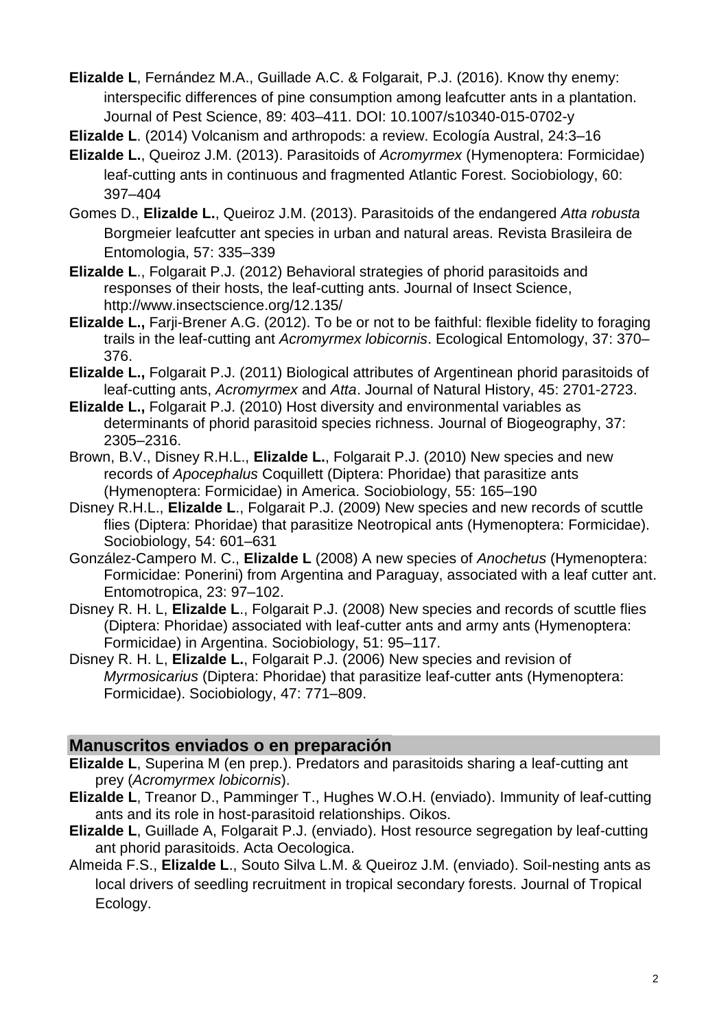**Elizalde L**, Fernández M.A., Guillade A.C. & Folgarait, P.J. (2016). Know thy enemy: interspecific differences of pine consumption among leafcutter ants in a plantation. Journal of Pest Science, 89: 403–411. DOI: 10.1007/s10340-015-0702-y

**Elizalde L**. (2014) Volcanism and arthropods: a review. Ecología Austral, 24:3–16

**Elizalde L.**, Queiroz J.M. (2013). Parasitoids of *Acromyrmex* (Hymenoptera: Formicidae) leaf-cutting ants in continuous and fragmented Atlantic Forest. Sociobiology, 60: 397–404

Gomes D., **Elizalde L.**, Queiroz J.M. (2013). Parasitoids of the endangered *Atta robusta* Borgmeier leafcutter ant species in urban and natural areas. Revista Brasileira de Entomologia, 57: 335–339

**Elizalde L**., Folgarait P.J. (2012) Behavioral strategies of phorid parasitoids and responses of their hosts, the leaf-cutting ants. Journal of Insect Science, http://www.insectscience.org/12.135/

**Elizalde L.,** Farji-Brener A.G. (2012). To be or not to be faithful: flexible fidelity to foraging trails in the leaf-cutting ant *Acromyrmex lobicornis*. Ecological Entomology, 37: 370–376.

**Elizalde L.,** Folgarait P.J. (2011) Biological attributes of Argentinean phorid parasitoids of leaf-cutting ants, *Acromyrmex* and *Atta*. Journal of Natural History, 45: 2701-2723.

**Elizalde L.,** Folgarait P.J. (2010) Host diversity and environmental variables as determinants of phorid parasitoid species richness. Journal of Biogeography, 37: 2305–2316.

Brown, B.V., Disney R.H.L., **Elizalde L.**, Folgarait P.J. (2010) New species and new records of *Apocephalus* Coquillett (Diptera: Phoridae) that parasitize ants (Hymenoptera: Formicidae) in America. Sociobiology, 55: 165–190

Disney R.H.L., **Elizalde L**., Folgarait P.J. (2009) New species and new records of scuttle flies (Diptera: Phoridae) that parasitize Neotropical ants (Hymenoptera: Formicidae). Sociobiology, 54: 601–631

González-Campero M. C., **Elizalde L** (2008) A new species of *Anochetus* (Hymenoptera: Formicidae: Ponerini) from Argentina and Paraguay, associated with a leaf cutter ant. Entomotropica, 23: 97–102.

Disney R. H. L, **Elizalde L**., Folgarait P.J. (2008) New species and records of scuttle flies (Diptera: Phoridae) associated with leaf-cutter ants and army ants (Hymenoptera: Formicidae) in Argentina. Sociobiology, 51: 95–117.

Disney R. H. L, **Elizalde L.**, Folgarait P.J. (2006) New species and revision of *Myrmosicarius* (Diptera: Phoridae) that parasitize leaf-cutter ants (Hymenoptera: Formicidae). Sociobiology, 47: 771–809.

## Manuscritos enviados o en preparación

**Elizalde L**, Superina M (en prep.). Predators and parasitoids sharing a leaf-cutting ant prey (*Acromyrmex lobicornis*).

**Elizalde L**, Treanor D., Pamminger T., Hughes W.O.H. (enviado). Immunity of leaf-cutting ants and its role in host-parasitoid relationships. Oikos.

**Elizalde L**, Guillade A, Folgarait P.J. (enviado). Host resource segregation by leaf-cutting ant phorid parasitoids. Acta Oecologica.

Almeida F.S., **Elizalde L**., Souto Silva L.M. & Queiroz J.M. (enviado). Soil-nesting ants as local drivers of seedling recruitment in tropical secondary forests. Journal of Tropical Ecology.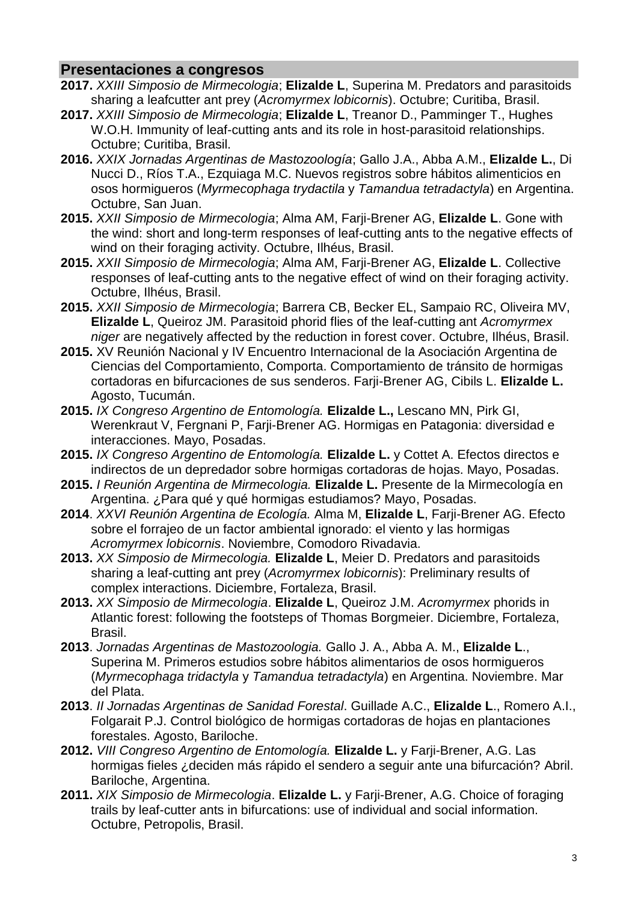## Presentaciones a congresos

**2017.** *XXIII Simposio de Mirmecologia*; **Elizalde L**, Superina M. Predators and parasitoids sharing a leafcutter ant prey (*Acromyrmex lobicornis*). Octubre; Curitiba, Brasil.

**2017.** *XXIII Simposio de Mirmecologia*; **Elizalde L**, Treanor D., Pamminger T., Hughes W.O.H. Immunity of leaf-cutting ants and its role in host-parasitoid relationships. Octubre; Curitiba, Brasil.

**2016.** *XXIX Jornadas Argentinas de Mastozoología*; Gallo J.A., Abba A.M., **Elizalde L.**, Di Nucci D., Ríos T.A., Ezquiaga M.C. Nuevos registros sobre hábitos alimenticios en osos hormigueros (*Myrmecophaga trydactila* y *Tamandua tetradactyla*) en Argentina. Octubre, San Juan.

**2015.** *XXII Simposio de Mirmecologia*; Alma AM, Farji-Brener AG, **Elizalde L**. Gone with the wind: short and long-term responses of leaf-cutting ants to the negative effects of wind on their foraging activity. Octubre, Ilhéus, Brasil.

**2015.** *XXII Simposio de Mirmecologia*; Alma AM, Farji-Brener AG, **Elizalde L**. Collective responses of leaf-cutting ants to the negative effect of wind on their foraging activity. Octubre, Ilhéus, Brasil.

**2015.** *XXII Simposio de Mirmecologia*; Barrera CB, Becker EL, Sampaio RC, Oliveira MV, **Elizalde L**, Queiroz JM. Parasitoid phorid flies of the leaf-cutting ant *Acromyrmex niger* are negatively affected by the reduction in forest cover. Octubre, Ilhéus, Brasil.

**2015.** XV Reunión Nacional y IV Encuentro Internacional de la Asociación Argentina de Ciencias del Comportamiento, Comporta. Comportamiento de tránsito de hormigas cortadoras en bifurcaciones de sus senderos. Farji-Brener AG, Cibils L. **Elizalde L.** Agosto, Tucumán.

**2015.** *IX Congreso Argentino de Entomología.* **Elizalde L.,** Lescano MN, Pirk GI, Werenkraut V, Fergnani P, Farji-Brener AG. Hormigas en Patagonia: diversidad e interacciones. Mayo, Posadas.

**2015.** *IX Congreso Argentino de Entomología.* **Elizalde L.** y Cottet A. Efectos directos e indirectos de un depredador sobre hormigas cortadoras de hojas. Mayo, Posadas.

**2015.** *I Reunión Argentina de Mirmecologia.* **Elizalde L.** Presente de la Mirmecología en Argentina. ¿Para qué y qué hormigas estudiamos? Mayo, Posadas.

**2014**. *XXVI Reunión Argentina de Ecología.* Alma M, **Elizalde L**, Farji-Brener AG. Efecto sobre el forrajeo de un factor ambiental ignorado: el viento y las hormigas *Acromyrmex lobicornis*. Noviembre, Comodoro Rivadavia.

**2013.** *XX Simposio de Mirmecologia.* **Elizalde L**, Meier D. Predators and parasitoids sharing a leaf-cutting ant prey (*Acromyrmex lobicornis*): Preliminary results of complex interactions. Diciembre, Fortaleza, Brasil.

**2013.** *XX Simposio de Mirmecologia*. **Elizalde L**, Queiroz J.M. *Acromyrmex* phorids in Atlantic forest: following the footsteps of Thomas Borgmeier. Diciembre, Fortaleza, Brasil.

**2013**. *Jornadas Argentinas de Mastozoologia.* Gallo J. A., Abba A. M., **Elizalde L**., Superina M. Primeros estudios sobre hábitos alimentarios de osos hormigueros (*Myrmecophaga tridactyla* y *Tamandua tetradactyla*) en Argentina. Noviembre. Mar del Plata.

**2013**. *II Jornadas Argentinas de Sanidad Forestal*. Guillade A.C., **Elizalde L**., Romero A.I., Folgarait P.J. Control biológico de hormigas cortadoras de hojas en plantaciones forestales. Agosto, Bariloche.

**2012.** *VIII Congreso Argentino de Entomología.* **Elizalde L.** y Farji-Brener, A.G. Las hormigas fieles ¿deciden más rápido el sendero a seguir ante una bifurcación? Abril. Bariloche, Argentina.

**2011.** *XIX Simposio de Mirmecologia*. **Elizalde L.** y Farji-Brener, A.G. Choice of foraging trails by leaf-cutter ants in bifurcations: use of individual and social information. Octubre, Petropolis, Brasil.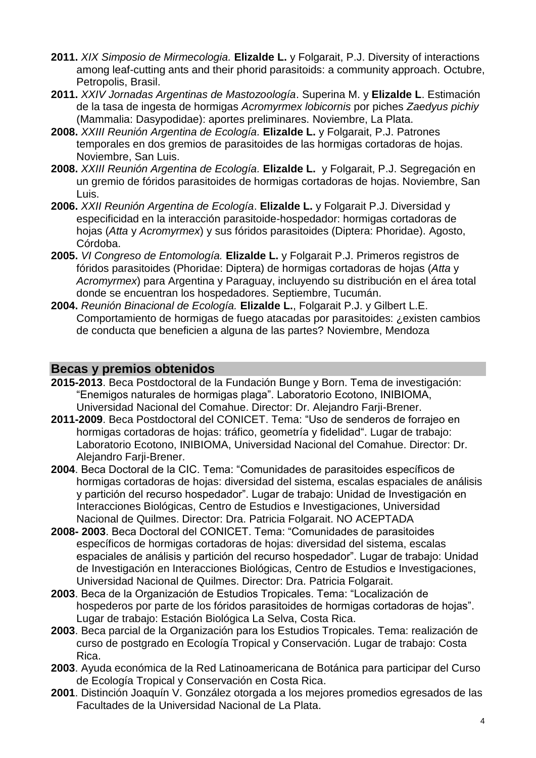**2011.** *XIX Simposio de Mirmecologia.* **Elizalde L.** y Folgarait, P.J. Diversity of interactions among leaf-cutting ants and their phorid parasitoids: a community approach. Octubre, Petropolis, Brasil.

**2011.** *XXIV Jornadas Argentinas de Mastozoología*. Superina M. y **Elizalde L**. Estimación de la tasa de ingesta de hormigas *Acromyrmex lobicornis* por piches *Zaedyus pichiy* (Mammalia: Dasypodidae): aportes preliminares. Noviembre, La Plata.

**2008.** *XXIII Reunión Argentina de Ecología.* **Elizalde L.** y Folgarait, P.J. Patrones temporales en dos gremios de parasitoides de las hormigas cortadoras de hojas. Noviembre, San Luis.

**2008.** *XXIII Reunión Argentina de Ecología.* **Elizalde L.** y Folgarait, P.J. Segregación en un gremio de fóridos parasitoides de hormigas cortadoras de hojas. Noviembre, San Luis.

**2006.** *XXII Reunión Argentina de Ecología*. **Elizalde L.** y Folgarait P.J. Diversidad y especificidad en la interacción parasitoide-hospedador: hormigas cortadoras de hojas (*Atta* y *Acromyrmex*) y sus fóridos parasitoides (Diptera: Phoridae). Agosto, Córdoba.

**2005.** *VI Congreso de Entomología.* **Elizalde L.** y Folgarait P.J. Primeros registros de fóridos parasitoides (Phoridae: Diptera) de hormigas cortadoras de hojas (*Atta* y *Acromyrmex*) para Argentina y Paraguay, incluyendo su distribución en el área total donde se encuentran los hospedadores. Septiembre, Tucumán.

**2004.** *Reunión Binacional de Ecología.* **Elizalde L.**, Folgarait P.J. y Gilbert L.E. Comportamiento de hormigas de fuego atacadas por parasitoides: ¿existen cambios de conducta que beneficien a alguna de las partes? Noviembre, Mendoza

## Becas y premios obtenidos

**2015-2013**. Beca Postdoctoral de la Fundación Bunge y Born. Tema de investigación: "Enemigos naturales de hormigas plaga". Laboratorio Ecotono, INIBIOMA, Universidad Nacional del Comahue. Director: Dr. Alejandro Farji-Brener.

**2011-2009**. Beca Postdoctoral del CONICET. Tema: "Uso de senderos de forrajeo en hormigas cortadoras de hojas: tráfico, geometría y fidelidad". Lugar de trabajo: Laboratorio Ecotono, INIBIOMA, Universidad Nacional del Comahue. Director: Dr. Alejandro Farji-Brener.

**2004**. Beca Doctoral de la CIC. Tema: "Comunidades de parasitoides específicos de hormigas cortadoras de hojas: diversidad del sistema, escalas espaciales de análisis y partición del recurso hospedador". Lugar de trabajo: Unidad de Investigación en Interacciones Biológicas, Centro de Estudios e Investigaciones, Universidad Nacional de Quilmes. Director: Dra. Patricia Folgarait. NO ACEPTADA

**2008- 2003**. Beca Doctoral del CONICET. Tema: "Comunidades de parasitoides específicos de hormigas cortadoras de hojas: diversidad del sistema, escalas espaciales de análisis y partición del recurso hospedador". Lugar de trabajo: Unidad de Investigación en Interacciones Biológicas, Centro de Estudios e Investigaciones, Universidad Nacional de Quilmes. Director: Dra. Patricia Folgarait.

**2003**. Beca de la Organización de Estudios Tropicales. Tema: "Localización de hospederos por parte de los fóridos parasitoides de hormigas cortadoras de hojas". Lugar de trabajo: Estación Biológica La Selva, Costa Rica.

**2003**. Beca parcial de la Organización para los Estudios Tropicales. Tema: realización de curso de postgrado en Ecología Tropical y Conservación. Lugar de trabajo: Costa Rica.

**2003**. Ayuda económica de la Red Latinoamericana de Botánica para participar del Curso de Ecología Tropical y Conservación en Costa Rica.

**2001**. Distinción Joaquín V. González otorgada a los mejores promedios egresados de las Facultades de la Universidad Nacional de La Plata.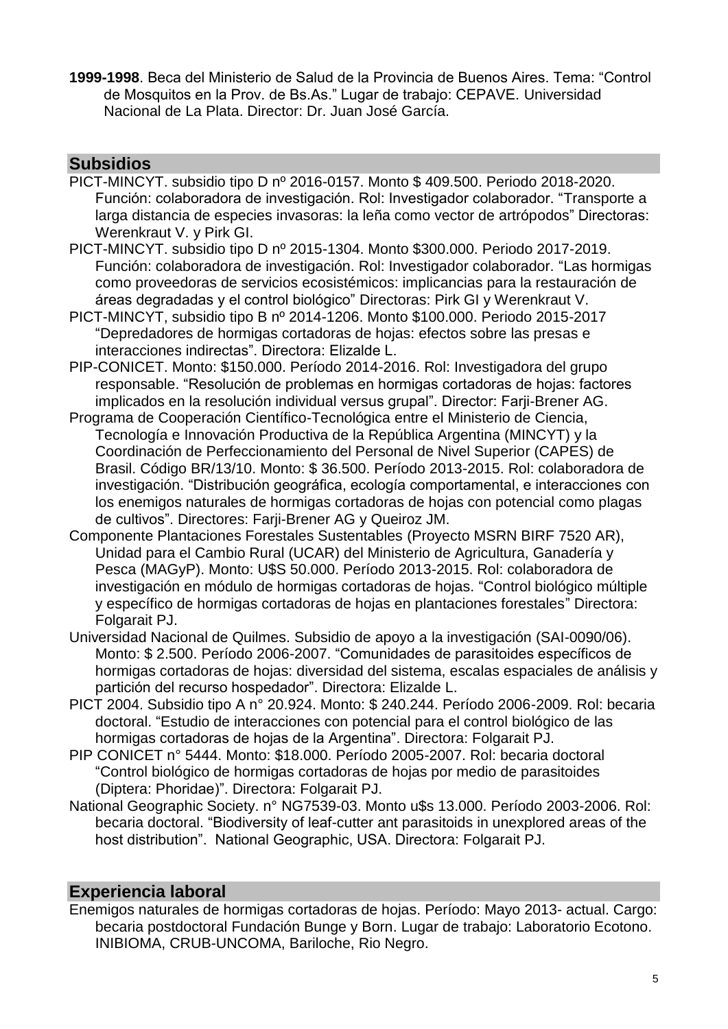**1999-1998**. Beca del Ministerio de Salud de la Provincia de Buenos Aires. Tema: "Control de Mosquitos en la Prov. de Bs.As." Lugar de trabajo: CEPAVE. Universidad Nacional de La Plata. Director: Dr. Juan José García.

## Subsidios

PICT-MINCYT. subsidio tipo D nº 2016-0157. Monto $ 409.500. Periodo 2018-2020. Función: colaboradora de investigación. Rol: Investigador colaborador. "Transporte a larga distancia de especies invasoras: la leña como vector de artrópodos" Directoras: Werenkraut V. y Pirk GI.

PICT-MINCYT. subsidio tipo D nº 2015-1304. Monto $300.000. Periodo 2017-2019. Función: colaboradora de investigación. Rol: Investigador colaborador. "Las hormigas como proveedoras de servicios ecosistémicos: implicancias para la restauración de áreas degradadas y el control biológico" Directoras: Pirk GI y Werenkraut V.

PICT-MINCYT, subsidio tipo B nº 2014-1206. Monto $100.000. Periodo 2015-2017 "Depredadores de hormigas cortadoras de hojas: efectos sobre las presas e interacciones indirectas". Directora: Elizalde L.

PIP-CONICET. Monto: $150.000. Período 2014-2016. Rol: Investigadora del grupo responsable. "Resolución de problemas en hormigas cortadoras de hojas: factores implicados en la resolución individual versus grupal". Director: Farji-Brener AG.

Programa de Cooperación Científico-Tecnológica entre el Ministerio de Ciencia, Tecnología e Innovación Productiva de la República Argentina (MINCYT) y la Coordinación de Perfeccionamiento del Personal de Nivel Superior (CAPES) de Brasil. Código BR/13/10. Monto: $ 36.500. Período 2013-2015. Rol: colaboradora de investigación. "Distribución geográfica, ecología comportamental, e interacciones con los enemigos naturales de hormigas cortadoras de hojas con potencial como plagas de cultivos". Directores: Farji-Brener AG y Queiroz JM.

Componente Plantaciones Forestales Sustentables (Proyecto MSRN BIRF 7520 AR), Unidad para el Cambio Rural (UCAR) del Ministerio de Agricultura, Ganadería y Pesca (MAGyP). Monto: U$S 50.000. Período 2013-2015. Rol: colaboradora de investigación en módulo de hormigas cortadoras de hojas. "Control biológico múltiple y específico de hormigas cortadoras de hojas en plantaciones forestales" Directora: Folgarait PJ.

Universidad Nacional de Quilmes. Subsidio de apoyo a la investigación (SAI-0090/06). Monto: $ 2.500. Período 2006-2007. "Comunidades de parasitoides específicos de hormigas cortadoras de hojas: diversidad del sistema, escalas espaciales de análisis y partición del recurso hospedador". Directora: Elizalde L.

PICT 2004. Subsidio tipo A n° 20.924. Monto: $ 240.244. Período 2006-2009. Rol: becaria doctoral. "Estudio de interacciones con potencial para el control biológico de las hormigas cortadoras de hojas de la Argentina". Directora: Folgarait PJ.

PIP CONICET n° 5444. Monto: $18.000. Período 2005-2007. Rol: becaria doctoral "Control biológico de hormigas cortadoras de hojas por medio de parasitoides (Diptera: Phoridae)". Directora: Folgarait PJ.

National Geographic Society. n° NG7539-03. Monto u$s 13.000. Período 2003-2006. Rol: becaria doctoral. "Biodiversity of leaf-cutter ant parasitoids in unexplored areas of the host distribution". National Geographic, USA. Directora: Folgarait PJ.

## Experiencia laboral

Enemigos naturales de hormigas cortadoras de hojas. Período: Mayo 2013- actual. Cargo: becaria postdoctoral Fundación Bunge y Born. Lugar de trabajo: Laboratorio Ecotono. INIBIOMA, CRUB-UNCOMA, Bariloche, Rio Negro.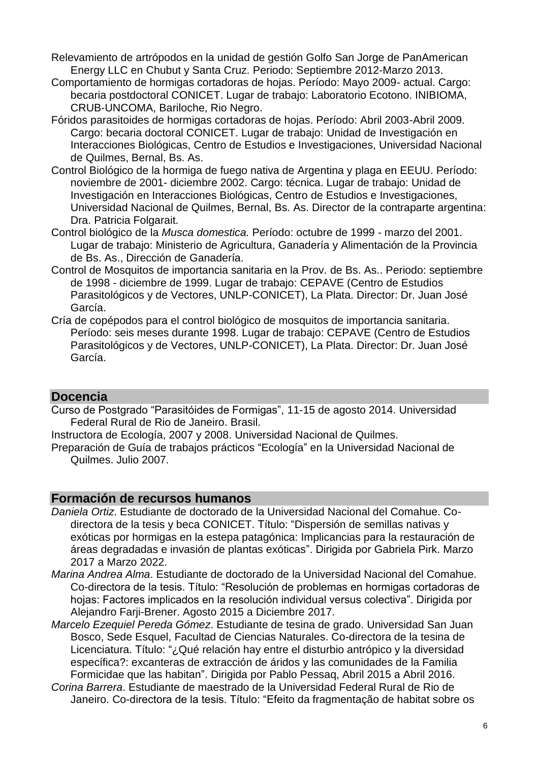Relevamiento de artrópodos en la unidad de gestión Golfo San Jorge de PanAmerican Energy LLC en Chubut y Santa Cruz. Periodo: Septiembre 2012-Marzo 2013.

Comportamiento de hormigas cortadoras de hojas. Período: Mayo 2009- actual. Cargo: becaria postdoctoral CONICET. Lugar de trabajo: Laboratorio Ecotono. INIBIOMA, CRUB-UNCOMA, Bariloche, Rio Negro.

Fóridos parasitoides de hormigas cortadoras de hojas. Período: Abril 2003-Abril 2009. Cargo: becaria doctoral CONICET. Lugar de trabajo: Unidad de Investigación en Interacciones Biológicas, Centro de Estudios e Investigaciones, Universidad Nacional de Quilmes, Bernal, Bs. As.

Control Biológico de la hormiga de fuego nativa de Argentina y plaga en EEUU. Período: noviembre de 2001- diciembre 2002. Cargo: técnica. Lugar de trabajo: Unidad de Investigación en Interacciones Biológicas, Centro de Estudios e Investigaciones, Universidad Nacional de Quilmes, Bernal, Bs. As. Director de la contraparte argentina: Dra. Patricia Folgarait.

Control biológico de la *Musca domestica.* Período: octubre de 1999 - marzo del 2001. Lugar de trabajo: Ministerio de Agricultura, Ganadería y Alimentación de la Provincia de Bs. As., Dirección de Ganadería.

Control de Mosquitos de importancia sanitaria en la Prov. de Bs. As.. Periodo: septiembre de 1998 - diciembre de 1999. Lugar de trabajo: CEPAVE (Centro de Estudios Parasitológicos y de Vectores, UNLP-CONICET), La Plata. Director: Dr. Juan José García.

Cría de copépodos para el control biológico de mosquitos de importancia sanitaria. Período: seis meses durante 1998. Lugar de trabajo: CEPAVE (Centro de Estudios Parasitológicos y de Vectores, UNLP-CONICET), La Plata. Director: Dr. Juan José García.

## Docencia

Curso de Postgrado "Parasitóides de Formigas", 11-15 de agosto 2014. Universidad Federal Rural de Rio de Janeiro. Brasil.

Instructora de Ecología, 2007 y 2008. Universidad Nacional de Quilmes.

Preparación de Guía de trabajos prácticos "Ecología" en la Universidad Nacional de Quilmes. Julio 2007.

## Formación de recursos humanos

*Daniela Ortiz*. Estudiante de doctorado de la Universidad Nacional del Comahue. Co-directora de la tesis y beca CONICET. Título: "Dispersión de semillas nativas y exóticas por hormigas en la estepa patagónica: Implicancias para la restauración de áreas degradadas e invasión de plantas exóticas". Dirigida por Gabriela Pirk. Marzo 2017 a Marzo 2022.

*Marina Andrea Alma*. Estudiante de doctorado de la Universidad Nacional del Comahue. Co-directora de la tesis. Título: "Resolución de problemas en hormigas cortadoras de hojas: Factores implicados en la resolución individual versus colectiva". Dirigida por Alejandro Farji-Brener. Agosto 2015 a Diciembre 2017.

*Marcelo Ezequiel Pereda Gómez*. Estudiante de tesina de grado. Universidad San Juan Bosco, Sede Esquel, Facultad de Ciencias Naturales. Co-directora de la tesina de Licenciatura. Título: "¿Qué relación hay entre el disturbio antrópico y la diversidad específica?: excanteras de extracción de áridos y las comunidades de la Familia Formicidae que las habitan". Dirigida por Pablo Pessaq, Abril 2015 a Abril 2016.

*Corina Barrera*. Estudiante de maestrado de la Universidad Federal Rural de Rio de Janeiro. Co-directora de la tesis. Título: "Efeito da fragmentação de habitat sobre os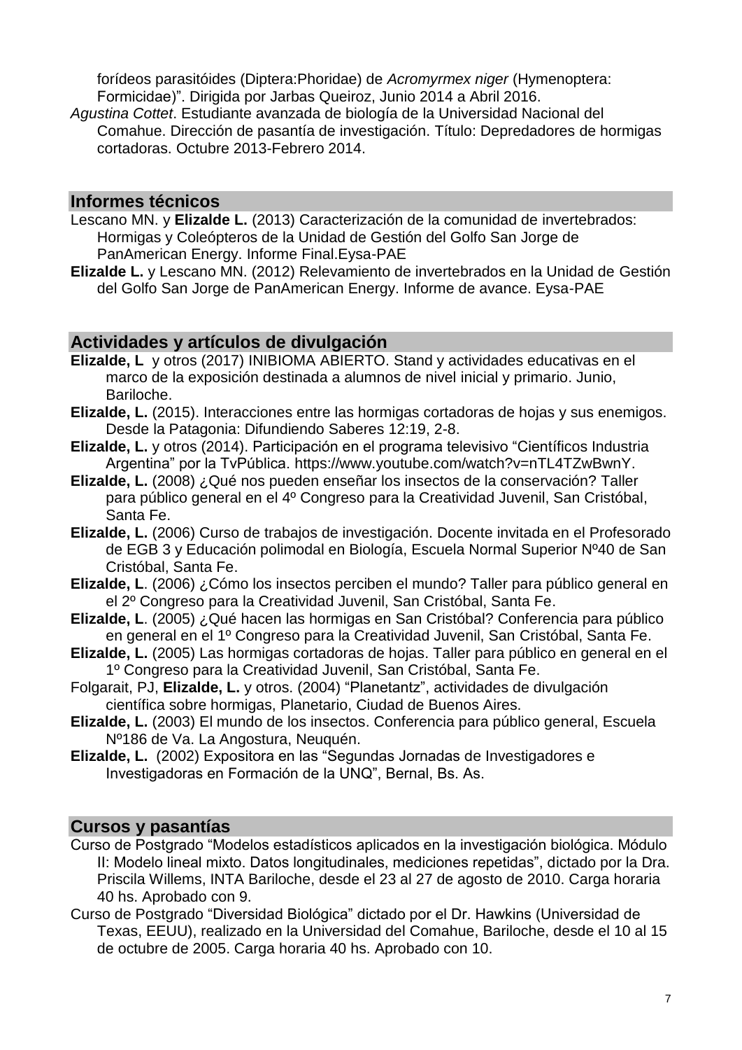forídeos parasitóides (Diptera:Phoridae) de *Acromyrmex niger* (Hymenoptera: Formicidae)". Dirigida por Jarbas Queiroz, Junio 2014 a Abril 2016.

*Agustina Cottet*. Estudiante avanzada de biología de la Universidad Nacional del Comahue. Dirección de pasantía de investigación. Título: Depredadores de hormigas cortadoras. Octubre 2013-Febrero 2014.

## Informes técnicos

Lescano MN. y **Elizalde L.** (2013) Caracterización de la comunidad de invertebrados: Hormigas y Coleópteros de la Unidad de Gestión del Golfo San Jorge de PanAmerican Energy. Informe Final.Eysa-PAE

**Elizalde L.** y Lescano MN. (2012) Relevamiento de invertebrados en la Unidad de Gestión del Golfo San Jorge de PanAmerican Energy. Informe de avance. Eysa-PAE

## Actividades y artículos de divulgación

**Elizalde, L** y otros (2017) INIBIOMA ABIERTO. Stand y actividades educativas en el marco de la exposición destinada a alumnos de nivel inicial y primario. Junio, Bariloche.

**Elizalde, L.** (2015). Interacciones entre las hormigas cortadoras de hojas y sus enemigos. Desde la Patagonia: Difundiendo Saberes 12:19, 2-8.

**Elizalde, L.** y otros (2014). Participación en el programa televisivo "Científicos Industria Argentina" por la TvPública. https://www.youtube.com/watch?v=nTL4TZwBwnY.

**Elizalde, L.** (2008) ¿Qué nos pueden enseñar los insectos de la conservación? Taller para público general en el 4º Congreso para la Creatividad Juvenil, San Cristóbal, Santa Fe.

**Elizalde, L.** (2006) Curso de trabajos de investigación. Docente invitada en el Profesorado de EGB 3 y Educación polimodal en Biología, Escuela Normal Superior Nº40 de San Cristóbal, Santa Fe.

**Elizalde, L**. (2006) ¿Cómo los insectos perciben el mundo? Taller para público general en el 2º Congreso para la Creatividad Juvenil, San Cristóbal, Santa Fe.

**Elizalde, L**. (2005) ¿Qué hacen las hormigas en San Cristóbal? Conferencia para público en general en el 1º Congreso para la Creatividad Juvenil, San Cristóbal, Santa Fe.

**Elizalde, L.** (2005) Las hormigas cortadoras de hojas. Taller para público en general en el 1º Congreso para la Creatividad Juvenil, San Cristóbal, Santa Fe.

Folgarait, PJ, **Elizalde, L.** y otros. (2004) "Planetantz", actividades de divulgación científica sobre hormigas, Planetario, Ciudad de Buenos Aires.

**Elizalde, L.** (2003) El mundo de los insectos. Conferencia para público general, Escuela Nº186 de Va. La Angostura, Neuquén.

**Elizalde, L.** (2002) Expositora en las "Segundas Jornadas de Investigadores e Investigadoras en Formación de la UNQ", Bernal, Bs. As.

## Cursos y pasantías

Curso de Postgrado "Modelos estadísticos aplicados en la investigación biológica. Módulo II: Modelo lineal mixto. Datos longitudinales, mediciones repetidas", dictado por la Dra. Priscila Willems, INTA Bariloche, desde el 23 al 27 de agosto de 2010. Carga horaria 40 hs. Aprobado con 9.

Curso de Postgrado "Diversidad Biológica" dictado por el Dr. Hawkins (Universidad de Texas, EEUU), realizado en la Universidad del Comahue, Bariloche, desde el 10 al 15 de octubre de 2005. Carga horaria 40 hs. Aprobado con 10.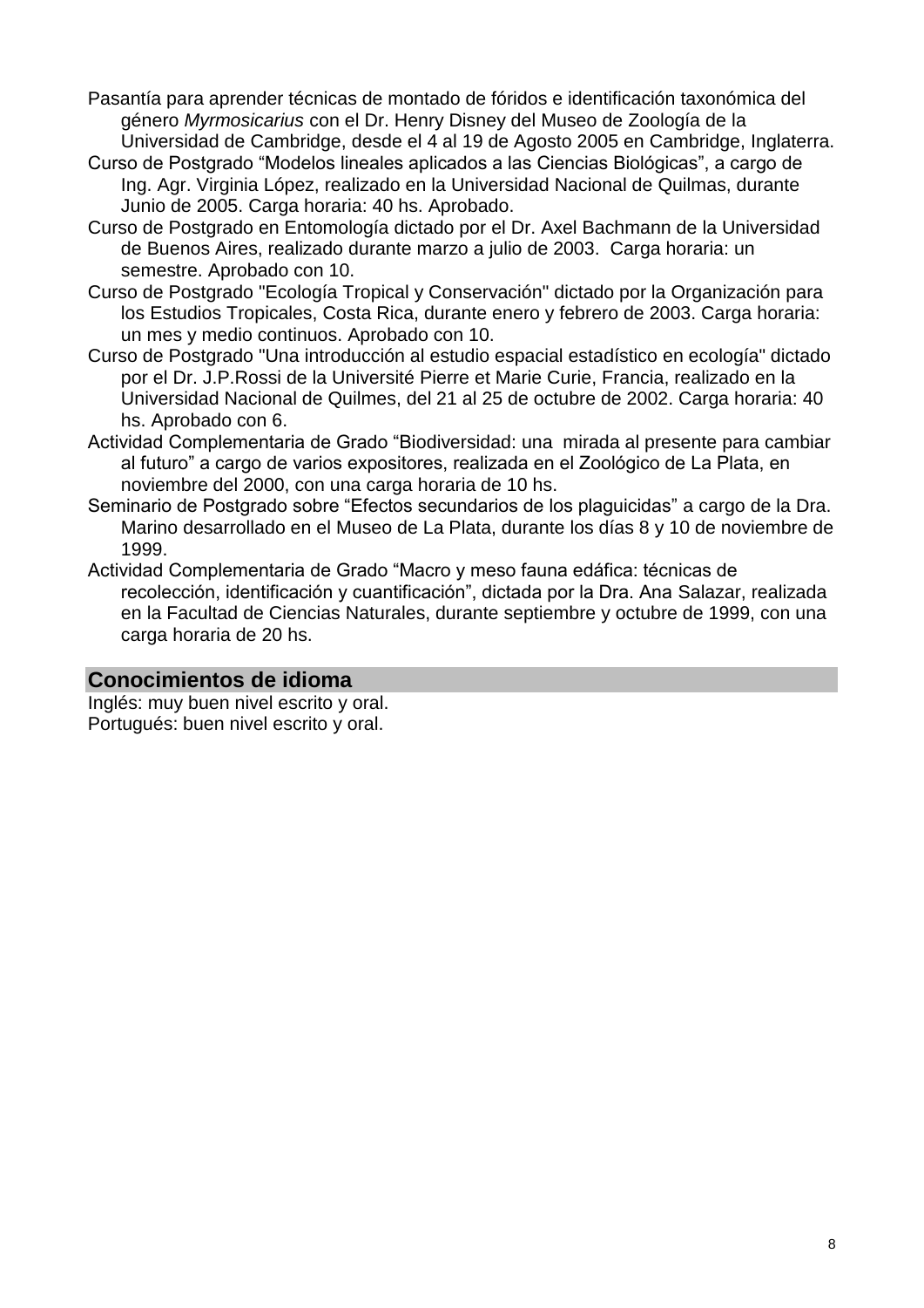Pasantía para aprender técnicas de montado de fóridos e identificación taxonómica del género *Myrmosicarius* con el Dr. Henry Disney del Museo de Zoología de la Universidad de Cambridge, desde el 4 al 19 de Agosto 2005 en Cambridge, Inglaterra.

Curso de Postgrado "Modelos lineales aplicados a las Ciencias Biológicas", a cargo de Ing. Agr. Virginia López, realizado en la Universidad Nacional de Quilmas, durante Junio de 2005. Carga horaria: 40 hs. Aprobado.

Curso de Postgrado en Entomología dictado por el Dr. Axel Bachmann de la Universidad de Buenos Aires, realizado durante marzo a julio de 2003. Carga horaria: un semestre. Aprobado con 10.

Curso de Postgrado "Ecología Tropical y Conservación" dictado por la Organización para los Estudios Tropicales, Costa Rica, durante enero y febrero de 2003. Carga horaria: un mes y medio continuos. Aprobado con 10.

Curso de Postgrado "Una introducción al estudio espacial estadístico en ecología" dictado por el Dr. J.P.Rossi de la Université Pierre et Marie Curie, Francia, realizado en la Universidad Nacional de Quilmes, del 21 al 25 de octubre de 2002. Carga horaria: 40 hs. Aprobado con 6.

Actividad Complementaria de Grado "Biodiversidad: una mirada al presente para cambiar al futuro" a cargo de varios expositores, realizada en el Zoológico de La Plata, en noviembre del 2000, con una carga horaria de 10 hs.

Seminario de Postgrado sobre "Efectos secundarios de los plaguicidas" a cargo de la Dra. Marino desarrollado en el Museo de La Plata, durante los días 8 y 10 de noviembre de 1999.

Actividad Complementaria de Grado "Macro y meso fauna edáfica: técnicas de recolección, identificación y cuantificación", dictada por la Dra. Ana Salazar, realizada en la Facultad de Ciencias Naturales, durante septiembre y octubre de 1999, con una carga horaria de 20 hs.

## Conocimientos de idioma

Inglés: muy buen nivel escrito y oral.
Portugués: buen nivel escrito y oral.